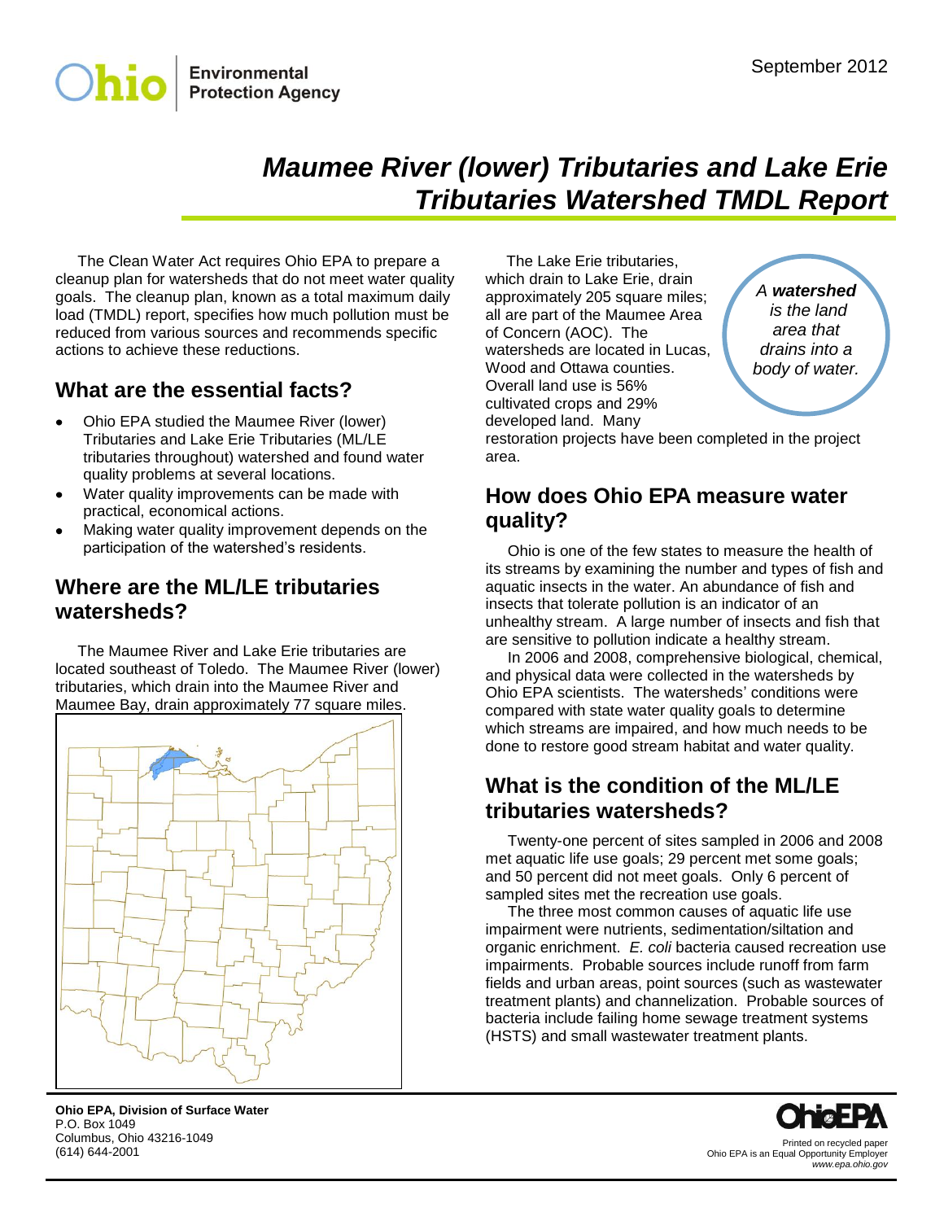Ohio Environmental Protection Agency

September 2012

# Maumee River (lower) Tributaries and Lake Erie Tributaries Watershed TMDL Report

The Clean Water Act requires Ohio EPA to prepare a cleanup plan for watersheds that do not meet water quality goals. The cleanup plan, known as a total maximum daily load (TMDL) report, specifies how much pollution must be reduced from various sources and recommends specific actions to achieve these reductions.

## What are the essential facts?

- Ohio EPA studied the Maumee River (lower) Tributaries and Lake Erie Tributaries (ML/LE tributaries throughout) watershed and found water quality problems at several locations.
- Water quality improvements can be made with practical, economical actions.
- Making water quality improvement depends on the participation of the watershed's residents.

## Where are the ML/LE tributaries watersheds?

The Maumee River and Lake Erie tributaries are located southeast of Toledo. The Maumee River (lower) tributaries, which drain into the Maumee River and Maumee Bay, drain approximately 77 square miles.

The Lake Erie tributaries, which drain to Lake Erie, drain approximately 205 square miles; all are part of the Maumee Area of Concern (AOC). The watersheds are located in Lucas, Wood and Ottawa counties. Overall land use is 56% cultivated crops and 29% developed land. Many restoration projects have been completed in the project area.

*A **watershed** is the land area that drains into a body of water.*

## How does Ohio EPA measure water quality?

Ohio is one of the few states to measure the health of its streams by examining the number and types of fish and aquatic insects in the water. An abundance of fish and insects that tolerate pollution is an indicator of an unhealthy stream. A large number of insects and fish that are sensitive to pollution indicate a healthy stream.

In 2006 and 2008, comprehensive biological, chemical, and physical data were collected in the watersheds by Ohio EPA scientists. The watersheds' conditions were compared with state water quality goals to determine which streams are impaired, and how much needs to be done to restore good stream habitat and water quality.

## What is the condition of the ML/LE tributaries watersheds?

Twenty-one percent of sites sampled in 2006 and 2008 met aquatic life use goals; 29 percent met some goals; and 50 percent did not meet goals. Only 6 percent of sampled sites met the recreation use goals.

The three most common causes of aquatic life use impairment were nutrients, sedimentation/siltation and organic enrichment. *E. coli* bacteria caused recreation use impairments. Probable sources include runoff from farm fields and urban areas, point sources (such as wastewater treatment plants) and channelization. Probable sources of bacteria include failing home sewage treatment systems (HSTS) and small wastewater treatment plants.

**Ohio EPA, Division of Surface Water**
P.O. Box 1049
Columbus, Ohio 43216-1049
(614) 644-2001

Printed on recycled paper
Ohio EPA is an Equal Opportunity Employer
*www.epa.ohio.gov*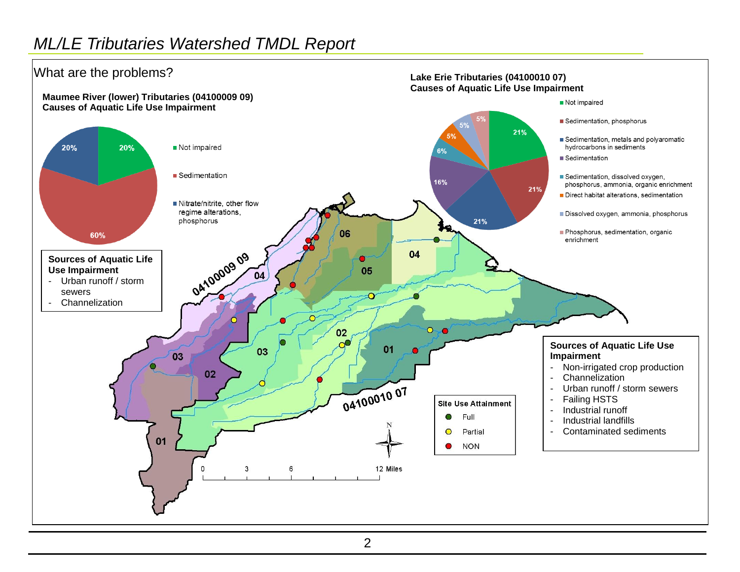## What are the problems?

### Maumee River (lower) Tributaries (04100009 09) Causes of Aquatic Life Use Impairment

| Cause | Percent |
| --- | --- |
| Not impaired | 20% |
| Sedimentation | 60% |
| Nitrate/nitrite, other flow regime alterations, phosphorus | 20% |

**Sources of Aquatic Life Use Impairment**

- Urban runoff / storm sewers
- Channelization

### Lake Erie Tributaries (04100010 07) Causes of Aquatic Life Use Impairment

| Cause | Percent |
| --- | --- |
| Not impaired | 21% |
| Sedimentation, phosphorus | 21% |
| Sedimentation, metals and polyaromatic hydrocarbons in sediments | 21% |
| Sedimentation | 16% |
| Sedimentation, dissolved oxygen, phosphorus, ammonia, organic enrichment | 6% |
| Direct habitat alterations, sedimentation | 5% |
| Dissolved oxygen, ammonia, phosphorus | 5% |
| Phosphorus, sedimentation, organic enrichment | 5% |

**Sources of Aquatic Life Use Impairment**

- Non-irrigated crop production
- Channelization
- Urban runoff / storm sewers
- Failing HSTS
- Industrial runoff
- Industrial landfills
- Contaminated sediments

**Site Use Attainment**

- Full
- Partial
- NON

Map labels: 04100009 09 (subwatersheds 01, 02, 03, 04); 04100010 07 (subwatersheds 01, 02, 03, 04, 05, 06). Scale: 0, 3, 6, 12 Miles. N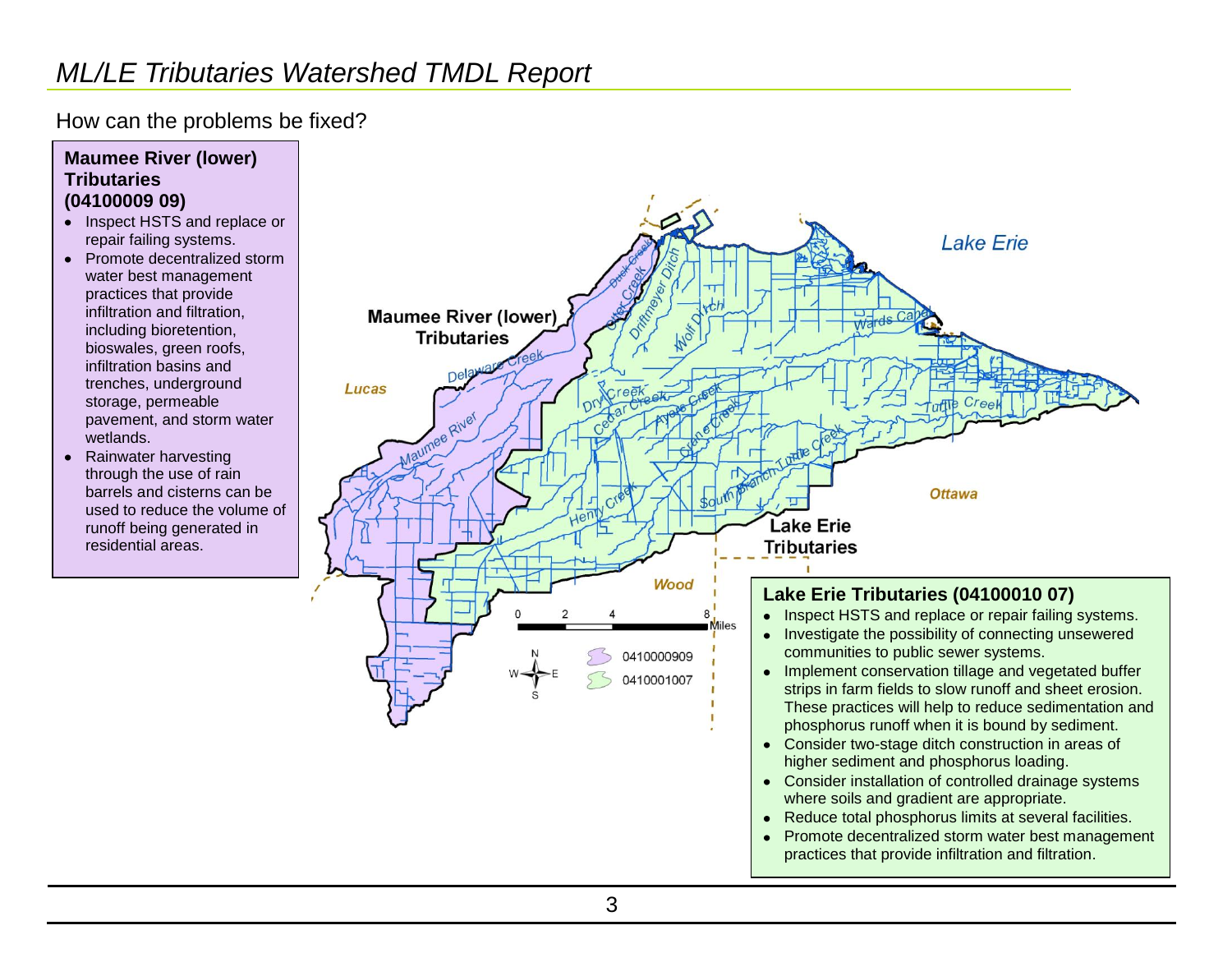How can the problems be fixed?

**Maumee River (lower) Tributaries (04100009 09)**

- Inspect HSTS and replace or repair failing systems.
- Promote decentralized storm water best management practices that provide infiltration and filtration, including bioretention, bioswales, green roofs, infiltration basins and trenches, underground storage, permeable pavement, and storm water wetlands.
- Rainwater harvesting through the use of rain barrels and cisterns can be used to reduce the volume of runoff being generated in residential areas.

**Lake Erie Tributaries (04100010 07)**

- Inspect HSTS and replace or repair failing systems.
- Investigate the possibility of connecting unsewered communities to public sewer systems.
- Implement conservation tillage and vegetated buffer strips in farm fields to slow runoff and sheet erosion. These practices will help to reduce sedimentation and phosphorus runoff when it is bound by sediment.
- Consider two-stage ditch construction in areas of higher sediment and phosphorus loading.
- Consider installation of controlled drainage systems where soils and gradient are appropriate.
- Reduce total phosphorus limits at several facilities.
- Promote decentralized storm water best management practices that provide infiltration and filtration.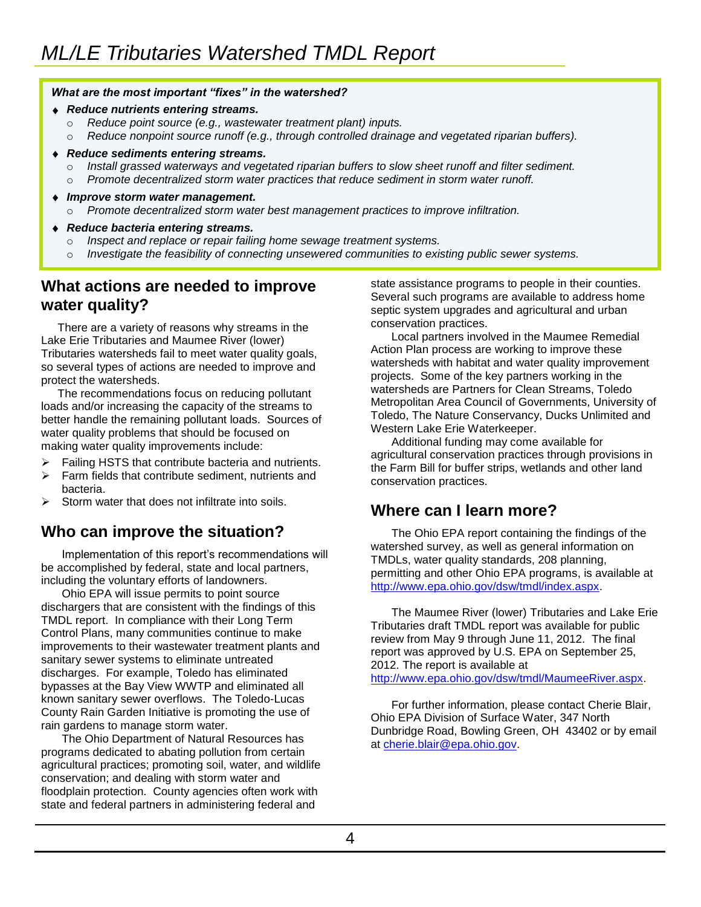***What are the most important "fixes" in the watershed?***

- ***Reduce nutrients entering streams.***
  - *Reduce point source (e.g., wastewater treatment plant) inputs.*
  - *Reduce nonpoint source runoff (e.g., through controlled drainage and vegetated riparian buffers).*
- ***Reduce sediments entering streams.***
  - *Install grassed waterways and vegetated riparian buffers to slow sheet runoff and filter sediment.*
  - *Promote decentralized storm water practices that reduce sediment in storm water runoff.*
- ***Improve storm water management.***
  - *Promote decentralized storm water best management practices to improve infiltration.*
- ***Reduce bacteria entering streams.***
  - *Inspect and replace or repair failing home sewage treatment systems.*
  - *Investigate the feasibility of connecting unsewered communities to existing public sewer systems.*

## What actions are needed to improve water quality?

There are a variety of reasons why streams in the Lake Erie Tributaries and Maumee River (lower) Tributaries watersheds fail to meet water quality goals, so several types of actions are needed to improve and protect the watersheds.

The recommendations focus on reducing pollutant loads and/or increasing the capacity of the streams to better handle the remaining pollutant loads. Sources of water quality problems that should be focused on making water quality improvements include:

- Failing HSTS that contribute bacteria and nutrients.
- Farm fields that contribute sediment, nutrients and bacteria.
- Storm water that does not infiltrate into soils.

## Who can improve the situation?

Implementation of this report's recommendations will be accomplished by federal, state and local partners, including the voluntary efforts of landowners.

Ohio EPA will issue permits to point source dischargers that are consistent with the findings of this TMDL report. In compliance with their Long Term Control Plans, many communities continue to make improvements to their wastewater treatment plants and sanitary sewer systems to eliminate untreated discharges. For example, Toledo has eliminated bypasses at the Bay View WWTP and eliminated all known sanitary sewer overflows. The Toledo-Lucas County Rain Garden Initiative is promoting the use of rain gardens to manage storm water.

The Ohio Department of Natural Resources has programs dedicated to abating pollution from certain agricultural practices; promoting soil, water, and wildlife conservation; and dealing with storm water and floodplain protection. County agencies often work with state and federal partners in administering federal and state assistance programs to people in their counties. Several such programs are available to address home septic system upgrades and agricultural and urban conservation practices.

Local partners involved in the Maumee Remedial Action Plan process are working to improve these watersheds with habitat and water quality improvement projects. Some of the key partners working in the watersheds are Partners for Clean Streams, Toledo Metropolitan Area Council of Governments, University of Toledo, The Nature Conservancy, Ducks Unlimited and Western Lake Erie Waterkeeper.

Additional funding may come available for agricultural conservation practices through provisions in the Farm Bill for buffer strips, wetlands and other land conservation practices.

## Where can I learn more?

The Ohio EPA report containing the findings of the watershed survey, as well as general information on TMDLs, water quality standards, 208 planning, permitting and other Ohio EPA programs, is available at http://www.epa.ohio.gov/dsw/tmdl/index.aspx.

The Maumee River (lower) Tributaries and Lake Erie Tributaries draft TMDL report was available for public review from May 9 through June 11, 2012. The final report was approved by U.S. EPA on September 25, 2012. The report is available at http://www.epa.ohio.gov/dsw/tmdl/MaumeeRiver.aspx.

For further information, please contact Cherie Blair, Ohio EPA Division of Surface Water, 347 North Dunbridge Road, Bowling Green, OH 43402 or by email at cherie.blair@epa.ohio.gov.